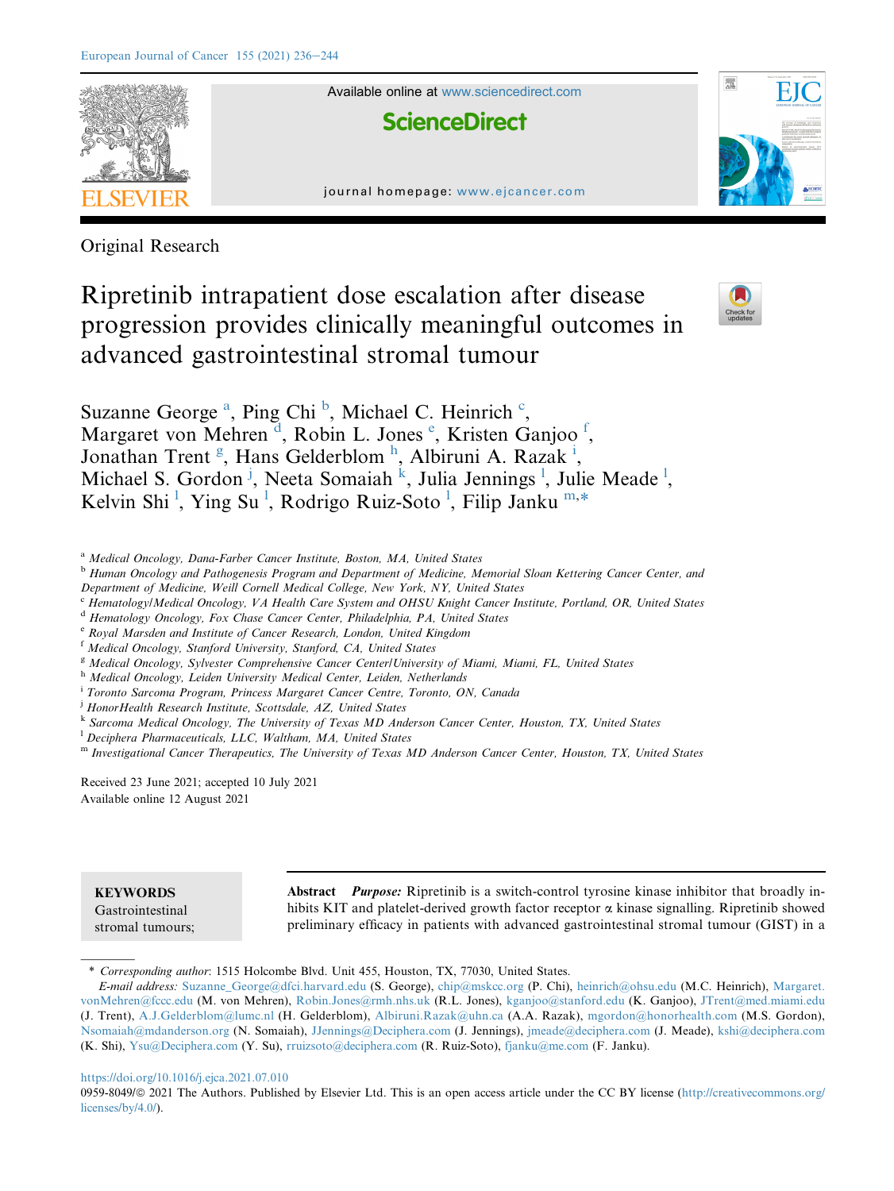Original Research

# Ripretinib intrapatient dose escalation after disease progression provides clinically meaningful outcomes in advanced gastrointestinal stromal tumour

Suzanne George [a], Ping Chi [b], Michael C. Heinrich [c], Margaret von Mehren [d], Robin L. Jones [e], Kristen Ganjoo [f], Jonathan Trent [g], Hans Gelderblom [h], Albiruni A. Razak [i], Michael S. Gordon [j], Neeta Somaiah [k], Julia Jennings [l], Julie Meade [l], Kelvin Shi [l], Ying Su [l], Rodrigo Ruiz-Soto [l], Filip Janku [m,*]

[a] Medical Oncology, Dana-Farber Cancer Institute, Boston, MA, United States
[b] Human Oncology and Pathogenesis Program and Department of Medicine, Memorial Sloan Kettering Cancer Center, and Department of Medicine, Weill Cornell Medical College, New York, NY, United States
[c] Hematology/Medical Oncology, VA Health Care System and OHSU Knight Cancer Institute, Portland, OR, United States
[d] Hematology Oncology, Fox Chase Cancer Center, Philadelphia, PA, United States
[e] Royal Marsden and Institute of Cancer Research, London, United Kingdom
[f] Medical Oncology, Stanford University, Stanford, CA, United States
[g] Medical Oncology, Sylvester Comprehensive Cancer Center/University of Miami, Miami, FL, United States
[h] Medical Oncology, Leiden University Medical Center, Leiden, Netherlands
[i] Toronto Sarcoma Program, Princess Margaret Cancer Centre, Toronto, ON, Canada
[j] HonorHealth Research Institute, Scottsdale, AZ, United States
[k] Sarcoma Medical Oncology, The University of Texas MD Anderson Cancer Center, Houston, TX, United States
[l] Deciphera Pharmaceuticals, LLC, Waltham, MA, United States
[m] Investigational Cancer Therapeutics, The University of Texas MD Anderson Cancer Center, Houston, TX, United States

Received 23 June 2021; accepted 10 July 2021
Available online 12 August 2021

**KEYWORDS**
Gastrointestinal stromal tumours;

**Abstract** ***Purpose:*** Ripretinib is a switch-control tyrosine kinase inhibitor that broadly inhibits KIT and platelet-derived growth factor receptor α kinase signalling. Ripretinib showed preliminary efficacy in patients with advanced gastrointestinal stromal tumour (GIST) in a

\* *Corresponding author*: 1515 Holcombe Blvd. Unit 455, Houston, TX, 77030, United States.
*E-mail address:* Suzanne_George@dfci.harvard.edu (S. George), chip@mskcc.org (P. Chi), heinrich@ohsu.edu (M.C. Heinrich), Margaret.vonMehren@fccc.edu (M. von Mehren), Robin.Jones@rmh.nhs.uk (R.L. Jones), kganjoo@stanford.edu (K. Ganjoo), JTrent@med.miami.edu (J. Trent), A.J.Gelderblom@lumc.nl (H. Gelderblom), Albiruni.Razak@uhn.ca (A.A. Razak), mgordon@honorhealth.com (M.S. Gordon), Nsomaiah@mdanderson.org (N. Somaiah), JJennings@Deciphera.com (J. Jennings), jmeade@deciphera.com (J. Meade), kshi@deciphera.com (K. Shi), Ysu@Deciphera.com (Y. Su), rruizsoto@deciphera.com (R. Ruiz-Soto), fjanku@me.com (F. Janku).

https://doi.org/10.1016/j.ejca.2021.07.010
0959-8049/© 2021 The Authors. Published by Elsevier Ltd. This is an open access article under the CC BY license (http://creativecommons.org/licenses/by/4.0/).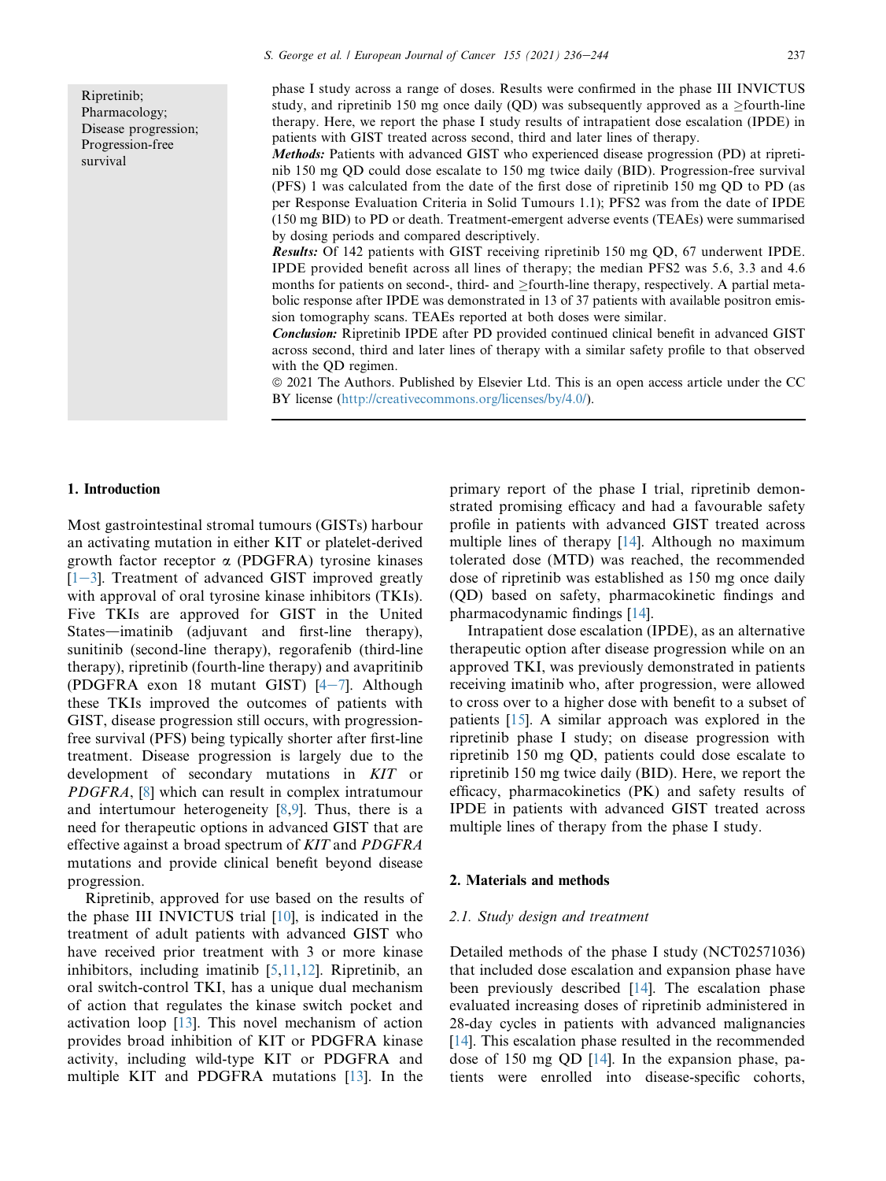Ripretinib;
Pharmacology;
Disease progression;
Progression-free survival

phase I study across a range of doses. Results were confirmed in the phase III INVICTUS study, and ripretinib 150 mg once daily (QD) was subsequently approved as a ≥fourth-line therapy. Here, we report the phase I study results of intrapatient dose escalation (IPDE) in patients with GIST treated across second, third and later lines of therapy.

***Methods:*** Patients with advanced GIST who experienced disease progression (PD) at ripretinib 150 mg QD could dose escalate to 150 mg twice daily (BID). Progression-free survival (PFS) 1 was calculated from the date of the first dose of ripretinib 150 mg QD to PD (as per Response Evaluation Criteria in Solid Tumours 1.1); PFS2 was from the date of IPDE (150 mg BID) to PD or death. Treatment-emergent adverse events (TEAEs) were summarised by dosing periods and compared descriptively.

***Results:*** Of 142 patients with GIST receiving ripretinib 150 mg QD, 67 underwent IPDE. IPDE provided benefit across all lines of therapy; the median PFS2 was 5.6, 3.3 and 4.6 months for patients on second-, third- and ≥fourth-line therapy, respectively. A partial metabolic response after IPDE was demonstrated in 13 of 37 patients with available positron emission tomography scans. TEAEs reported at both doses were similar.

***Conclusion:*** Ripretinib IPDE after PD provided continued clinical benefit in advanced GIST across second, third and later lines of therapy with a similar safety profile to that observed with the QD regimen.

© 2021 The Authors. Published by Elsevier Ltd. This is an open access article under the CC BY license (http://creativecommons.org/licenses/by/4.0/).

## 1. Introduction

Most gastrointestinal stromal tumours (GISTs) harbour an activating mutation in either KIT or platelet-derived growth factor receptor α (PDGFRA) tyrosine kinases [1–3]. Treatment of advanced GIST improved greatly with approval of oral tyrosine kinase inhibitors (TKIs). Five TKIs are approved for GIST in the United States—imatinib (adjuvant and first-line therapy), sunitinib (second-line therapy), regorafenib (third-line therapy), ripretinib (fourth-line therapy) and avapritinib (PDGFRA exon 18 mutant GIST) [4–7]. Although these TKIs improved the outcomes of patients with GIST, disease progression still occurs, with progression-free survival (PFS) being typically shorter after first-line treatment. Disease progression is largely due to the development of secondary mutations in *KIT* or *PDGFRA*, [8] which can result in complex intratumour and intertumour heterogeneity [8,9]. Thus, there is a need for therapeutic options in advanced GIST that are effective against a broad spectrum of *KIT* and *PDGFRA* mutations and provide clinical benefit beyond disease progression.

Ripretinib, approved for use based on the results of the phase III INVICTUS trial [10], is indicated in the treatment of adult patients with advanced GIST who have received prior treatment with 3 or more kinase inhibitors, including imatinib [5,11,12]. Ripretinib, an oral switch-control TKI, has a unique dual mechanism of action that regulates the kinase switch pocket and activation loop [13]. This novel mechanism of action provides broad inhibition of KIT or PDGFRA kinase activity, including wild-type KIT or PDGFRA and multiple KIT and PDGFRA mutations [13]. In the primary report of the phase I trial, ripretinib demonstrated promising efficacy and had a favourable safety profile in patients with advanced GIST treated across multiple lines of therapy [14]. Although no maximum tolerated dose (MTD) was reached, the recommended dose of ripretinib was established as 150 mg once daily (QD) based on safety, pharmacokinetic findings and pharmacodynamic findings [14].

Intrapatient dose escalation (IPDE), as an alternative therapeutic option after disease progression while on an approved TKI, was previously demonstrated in patients receiving imatinib who, after progression, were allowed to cross over to a higher dose with benefit to a subset of patients [15]. A similar approach was explored in the ripretinib phase I study; on disease progression with ripretinib 150 mg QD, patients could dose escalate to ripretinib 150 mg twice daily (BID). Here, we report the efficacy, pharmacokinetics (PK) and safety results of IPDE in patients with advanced GIST treated across multiple lines of therapy from the phase I study.

## 2. Materials and methods

### *2.1. Study design and treatment*

Detailed methods of the phase I study (NCT02571036) that included dose escalation and expansion phase have been previously described [14]. The escalation phase evaluated increasing doses of ripretinib administered in 28-day cycles in patients with advanced malignancies [14]. This escalation phase resulted in the recommended dose of 150 mg QD [14]. In the expansion phase, patients were enrolled into disease-specific cohorts,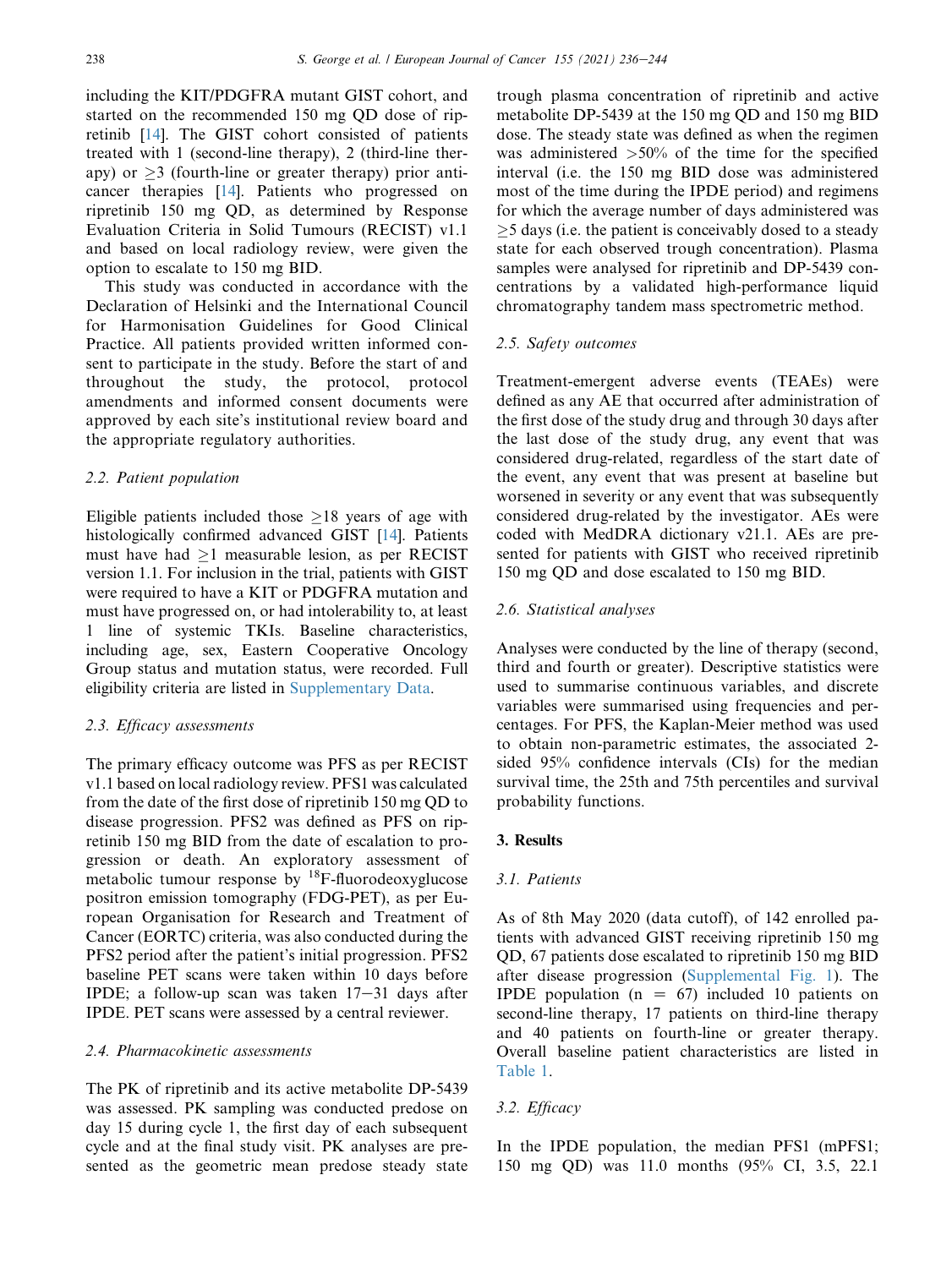including the KIT/PDGFRA mutant GIST cohort, and started on the recommended 150 mg QD dose of ripretinib [14]. The GIST cohort consisted of patients treated with 1 (second-line therapy), 2 (third-line therapy) or ≥3 (fourth-line or greater therapy) prior anticancer therapies [14]. Patients who progressed on ripretinib 150 mg QD, as determined by Response Evaluation Criteria in Solid Tumours (RECIST) v1.1 and based on local radiology review, were given the option to escalate to 150 mg BID.

This study was conducted in accordance with the Declaration of Helsinki and the International Council for Harmonisation Guidelines for Good Clinical Practice. All patients provided written informed consent to participate in the study. Before the start of and throughout the study, the protocol, protocol amendments and informed consent documents were approved by each site's institutional review board and the appropriate regulatory authorities.

### 2.2. Patient population

Eligible patients included those ≥18 years of age with histologically confirmed advanced GIST [14]. Patients must have had ≥1 measurable lesion, as per RECIST version 1.1. For inclusion in the trial, patients with GIST were required to have a KIT or PDGFRA mutation and must have progressed on, or had intolerability to, at least 1 line of systemic TKIs. Baseline characteristics, including age, sex, Eastern Cooperative Oncology Group status and mutation status, were recorded. Full eligibility criteria are listed in Supplementary Data.

### 2.3. Efficacy assessments

The primary efficacy outcome was PFS as per RECIST v1.1 based on local radiology review. PFS1 was calculated from the date of the first dose of ripretinib 150 mg QD to disease progression. PFS2 was defined as PFS on ripretinib 150 mg BID from the date of escalation to progression or death. An exploratory assessment of metabolic tumour response by $^{18}$F-fluorodeoxyglucose positron emission tomography (FDG-PET), as per European Organisation for Research and Treatment of Cancer (EORTC) criteria, was also conducted during the PFS2 period after the patient's initial progression. PFS2 baseline PET scans were taken within 10 days before IPDE; a follow-up scan was taken 17–31 days after IPDE. PET scans were assessed by a central reviewer.

### 2.4. Pharmacokinetic assessments

The PK of ripretinib and its active metabolite DP-5439 was assessed. PK sampling was conducted predose on day 15 during cycle 1, the first day of each subsequent cycle and at the final study visit. PK analyses are presented as the geometric mean predose steady state trough plasma concentration of ripretinib and active metabolite DP-5439 at the 150 mg QD and 150 mg BID dose. The steady state was defined as when the regimen was administered >50% of the time for the specified interval (i.e. the 150 mg BID dose was administered most of the time during the IPDE period) and regimens for which the average number of days administered was ≥5 days (i.e. the patient is conceivably dosed to a steady state for each observed trough concentration). Plasma samples were analysed for ripretinib and DP-5439 concentrations by a validated high-performance liquid chromatography tandem mass spectrometric method.

### 2.5. Safety outcomes

Treatment-emergent adverse events (TEAEs) were defined as any AE that occurred after administration of the first dose of the study drug and through 30 days after the last dose of the study drug, any event that was considered drug-related, regardless of the start date of the event, any event that was present at baseline but worsened in severity or any event that was subsequently considered drug-related by the investigator. AEs were coded with MedDRA dictionary v21.1. AEs are presented for patients with GIST who received ripretinib 150 mg QD and dose escalated to 150 mg BID.

### 2.6. Statistical analyses

Analyses were conducted by the line of therapy (second, third and fourth or greater). Descriptive statistics were used to summarise continuous variables, and discrete variables were summarised using frequencies and percentages. For PFS, the Kaplan-Meier method was used to obtain non-parametric estimates, the associated 2-sided 95% confidence intervals (CIs) for the median survival time, the 25th and 75th percentiles and survival probability functions.

## 3. Results

### 3.1. Patients

As of 8th May 2020 (data cutoff), of 142 enrolled patients with advanced GIST receiving ripretinib 150 mg QD, 67 patients dose escalated to ripretinib 150 mg BID after disease progression (Supplemental Fig. 1). The IPDE population (n = 67) included 10 patients on second-line therapy, 17 patients on third-line therapy and 40 patients on fourth-line or greater therapy. Overall baseline patient characteristics are listed in Table 1.

### 3.2. Efficacy

In the IPDE population, the median PFS1 (mPFS1; 150 mg QD) was 11.0 months (95% CI, 3.5, 22.1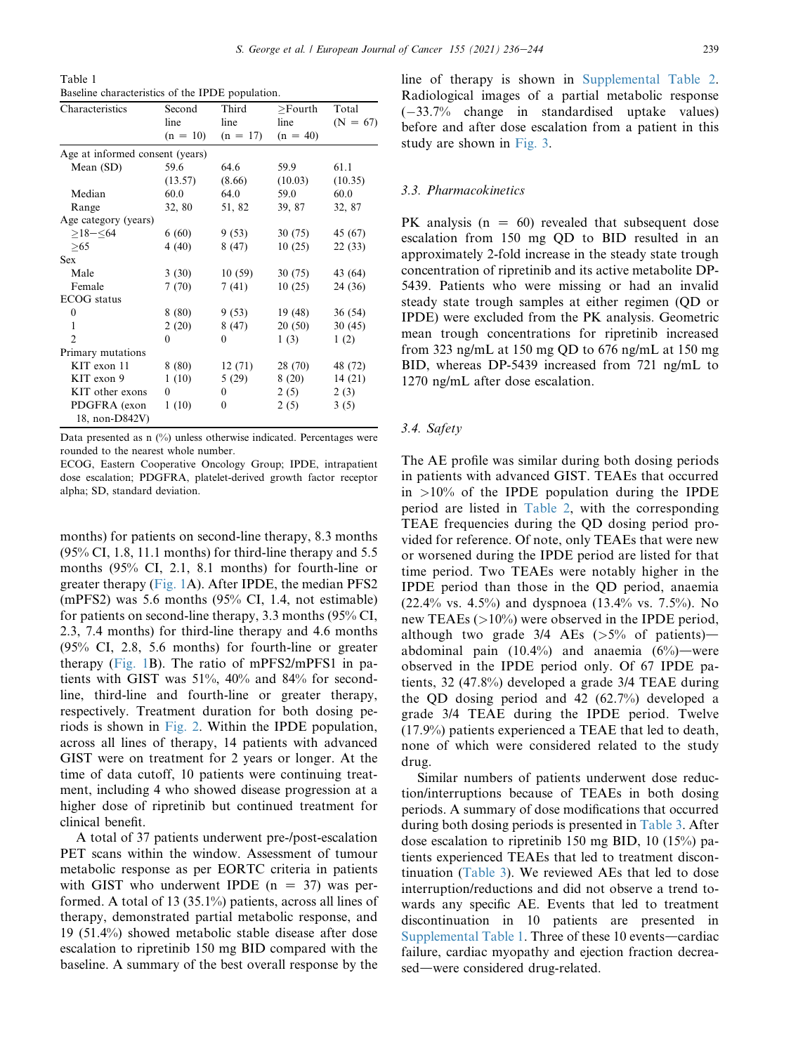Table 1
Baseline characteristics of the IPDE population.

| Characteristics | Second line (n = 10) | Third line (n = 17) | ≥Fourth line (n = 40) | Total (N = 67) |
|---|---|---|---|---|
| Age at informed consent (years) | | | | |
| Mean (SD) | 59.6 (13.57) | 64.6 (8.66) | 59.9 (10.03) | 61.1 (10.35) |
| Median | 60.0 | 64.0 | 59.0 | 60.0 |
| Range | 32, 80 | 51, 82 | 39, 87 | 32, 87 |
| Age category (years) | | | | |
| ≥18–≤64 | 6 (60) | 9 (53) | 30 (75) | 45 (67) |
| ≥65 | 4 (40) | 8 (47) | 10 (25) | 22 (33) |
| Sex | | | | |
| Male | 3 (30) | 10 (59) | 30 (75) | 43 (64) |
| Female | 7 (70) | 7 (41) | 10 (25) | 24 (36) |
| ECOG status | | | | |
| 0 | 8 (80) | 9 (53) | 19 (48) | 36 (54) |
| 1 | 2 (20) | 8 (47) | 20 (50) | 30 (45) |
| 2 | 0 | 0 | 1 (3) | 1 (2) |
| Primary mutations | | | | |
| KIT exon 11 | 8 (80) | 12 (71) | 28 (70) | 48 (72) |
| KIT exon 9 | 1 (10) | 5 (29) | 8 (20) | 14 (21) |
| KIT other exons | 0 | 0 | 2 (5) | 2 (3) |
| PDGFRA (exon 18, non-D842V) | 1 (10) | 0 | 2 (5) | 3 (5) |

Data presented as n (%) unless otherwise indicated. Percentages were rounded to the nearest whole number.
ECOG, Eastern Cooperative Oncology Group; IPDE, intrapatient dose escalation; PDGFRA, platelet-derived growth factor receptor alpha; SD, standard deviation.

months) for patients on second-line therapy, 8.3 months (95% CI, 1.8, 11.1 months) for third-line therapy and 5.5 months (95% CI, 2.1, 8.1 months) for fourth-line or greater therapy (Fig. 1A). After IPDE, the median PFS2 (mPFS2) was 5.6 months (95% CI, 1.4, not estimable) for patients on second-line therapy, 3.3 months (95% CI, 2.3, 7.4 months) for third-line therapy and 4.6 months (95% CI, 2.8, 5.6 months) for fourth-line or greater therapy (Fig. 1B). The ratio of mPFS2/mPFS1 in patients with GIST was 51%, 40% and 84% for second-line, third-line and fourth-line or greater therapy, respectively. Treatment duration for both dosing periods is shown in Fig. 2. Within the IPDE population, across all lines of therapy, 14 patients with advanced GIST were on treatment for 2 years or longer. At the time of data cutoff, 10 patients were continuing treatment, including 4 who showed disease progression at a higher dose of ripretinib but continued treatment for clinical benefit.

A total of 37 patients underwent pre-/post-escalation PET scans within the window. Assessment of tumour metabolic response as per EORTC criteria in patients with GIST who underwent IPDE (n = 37) was performed. A total of 13 (35.1%) patients, across all lines of therapy, demonstrated partial metabolic response, and 19 (51.4%) showed metabolic stable disease after dose escalation to ripretinib 150 mg BID compared with the baseline. A summary of the best overall response by the line of therapy is shown in Supplemental Table 2. Radiological images of a partial metabolic response (−33.7% change in standardised uptake values) before and after dose escalation from a patient in this study are shown in Fig. 3.

### 3.3. Pharmacokinetics

PK analysis (n = 60) revealed that subsequent dose escalation from 150 mg QD to BID resulted in an approximately 2-fold increase in the steady state trough concentration of ripretinib and its active metabolite DP-5439. Patients who were missing or had an invalid steady state trough samples at either regimen (QD or IPDE) were excluded from the PK analysis. Geometric mean trough concentrations for ripretinib increased from 323 ng/mL at 150 mg QD to 676 ng/mL at 150 mg BID, whereas DP-5439 increased from 721 ng/mL to 1270 ng/mL after dose escalation.

### 3.4. Safety

The AE profile was similar during both dosing periods in patients with advanced GIST. TEAEs that occurred in >10% of the IPDE population during the IPDE period are listed in Table 2, with the corresponding TEAE frequencies during the QD dosing period provided for reference. Of note, only TEAEs that were new or worsened during the IPDE period are listed for that time period. Two TEAEs were notably higher in the IPDE period than those in the QD period, anaemia (22.4% vs. 4.5%) and dyspnoea (13.4% vs. 7.5%). No new TEAEs (>10%) were observed in the IPDE period, although two grade 3/4 AEs (>5% of patients)—abdominal pain (10.4%) and anaemia (6%)—were observed in the IPDE period only. Of 67 IPDE patients, 32 (47.8%) developed a grade 3/4 TEAE during the QD dosing period and 42 (62.7%) developed a grade 3/4 TEAE during the IPDE period. Twelve (17.9%) patients experienced a TEAE that led to death, none of which were considered related to the study drug.

Similar numbers of patients underwent dose reduction/interruptions because of TEAEs in both dosing periods. A summary of dose modifications that occurred during both dosing periods is presented in Table 3. After dose escalation to ripretinib 150 mg BID, 10 (15%) patients experienced TEAEs that led to treatment discontinuation (Table 3). We reviewed AEs that led to dose interruption/reductions and did not observe a trend towards any specific AE. Events that led to treatment discontinuation in 10 patients are presented in Supplemental Table 1. Three of these 10 events—cardiac failure, cardiac myopathy and ejection fraction decreased—were considered drug-related.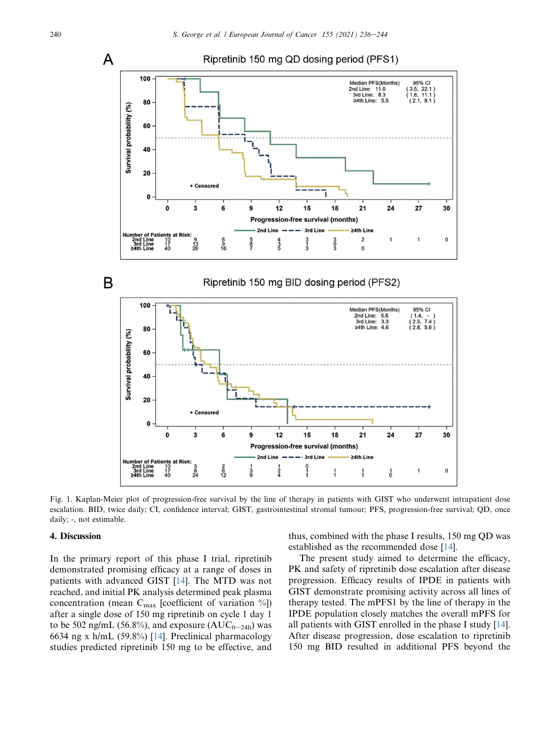Fig. 1. Kaplan-Meier plot of progression-free survival by the line of therapy in patients with GIST who underwent intrapatient dose escalation. BID, twice daily; CI, confidence interval; GIST, gastrointestinal stromal tumour; PFS, progression-free survival; QD, once daily; -, not estimable.

## 4. Discussion

In the primary report of this phase I trial, ripretinib demonstrated promising efficacy at a range of doses in patients with advanced GIST [14]. The MTD was not reached, and initial PK analysis determined peak plasma concentration (mean $C_{max}$ [coefficient of variation %]) after a single dose of 150 mg ripretinib on cycle 1 day 1 to be 502 ng/mL (56.8%), and exposure ($AUC_{0-24h}$) was 6634 ng x h/mL (59.8%) [14]. Preclinical pharmacology studies predicted ripretinib 150 mg to be effective, and thus, combined with the phase I results, 150 mg QD was established as the recommended dose [14].

The present study aimed to determine the efficacy, PK and safety of ripretinib dose escalation after disease progression. Efficacy results of IPDE in patients with GIST demonstrate promising activity across all lines of therapy tested. The mPFS1 by the line of therapy in the IPDE population closely matches the overall mPFS for all patients with GIST enrolled in the phase I study [14]. After disease progression, dose escalation to ripretinib 150 mg BID resulted in additional PFS beyond the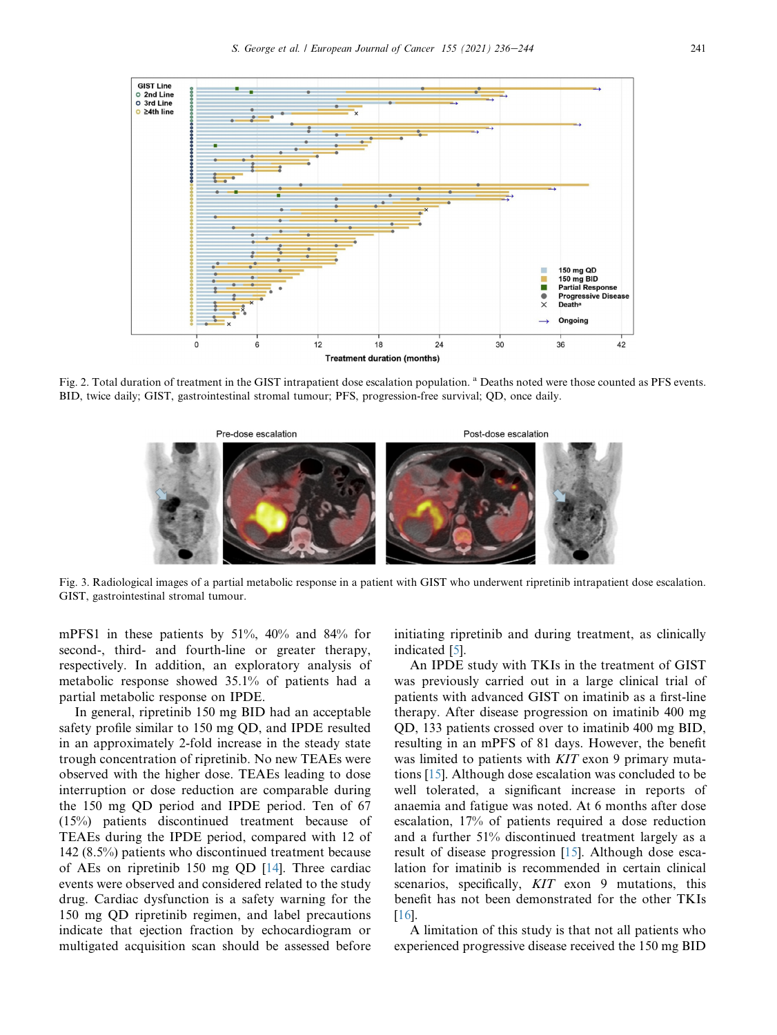Fig. 2. Total duration of treatment in the GIST intrapatient dose escalation population. [a] Deaths noted were those counted as PFS events. BID, twice daily; GIST, gastrointestinal stromal tumour; PFS, progression-free survival; QD, once daily.

Fig. 3. Radiological images of a partial metabolic response in a patient with GIST who underwent ripretinib intrapatient dose escalation. GIST, gastrointestinal stromal tumour.

mPFS1 in these patients by 51%, 40% and 84% for second-, third- and fourth-line or greater therapy, respectively. In addition, an exploratory analysis of metabolic response showed 35.1% of patients had a partial metabolic response on IPDE.

In general, ripretinib 150 mg BID had an acceptable safety profile similar to 150 mg QD, and IPDE resulted in an approximately 2-fold increase in the steady state trough concentration of ripretinib. No new TEAEs were observed with the higher dose. TEAEs leading to dose interruption or dose reduction are comparable during the 150 mg QD period and IPDE period. Ten of 67 (15%) patients discontinued treatment because of TEAEs during the IPDE period, compared with 12 of 142 (8.5%) patients who discontinued treatment because of AEs on ripretinib 150 mg QD [14]. Three cardiac events were observed and considered related to the study drug. Cardiac dysfunction is a safety warning for the 150 mg QD ripretinib regimen, and label precautions indicate that ejection fraction by echocardiogram or multigated acquisition scan should be assessed before initiating ripretinib and during treatment, as clinically indicated [5].

An IPDE study with TKIs in the treatment of GIST was previously carried out in a large clinical trial of patients with advanced GIST on imatinib as a first-line therapy. After disease progression on imatinib 400 mg QD, 133 patients crossed over to imatinib 400 mg BID, resulting in an mPFS of 81 days. However, the benefit was limited to patients with *KIT* exon 9 primary mutations [15]. Although dose escalation was concluded to be well tolerated, a significant increase in reports of anaemia and fatigue was noted. At 6 months after dose escalation, 17% of patients required a dose reduction and a further 51% discontinued treatment largely as a result of disease progression [15]. Although dose escalation for imatinib is recommended in certain clinical scenarios, specifically, *KIT* exon 9 mutations, this benefit has not been demonstrated for the other TKIs [16].

A limitation of this study is that not all patients who experienced progressive disease received the 150 mg BID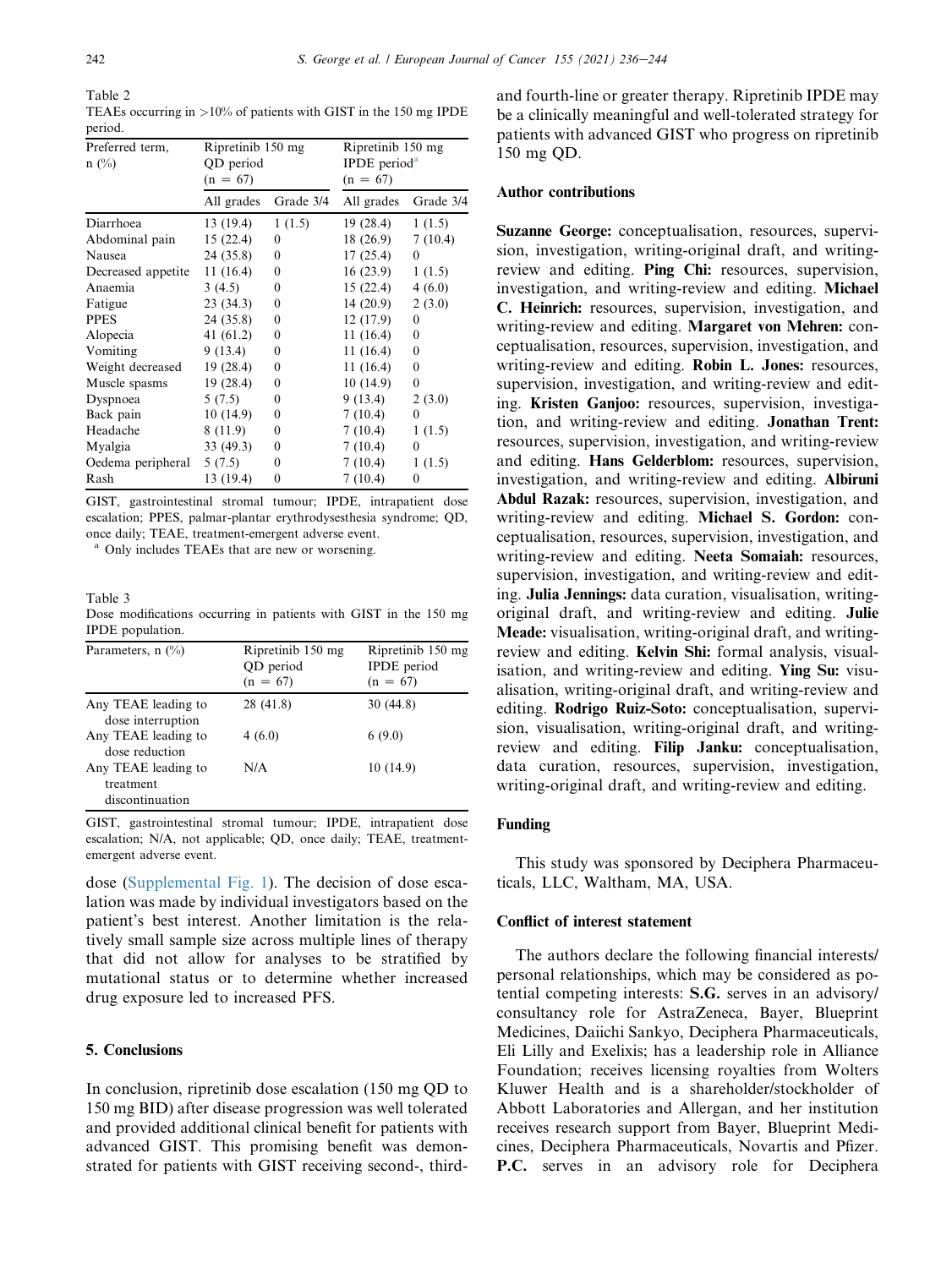Table 2
TEAEs occurring in >10% of patients with GIST in the 150 mg IPDE period.

| Preferred term, n (%) | Ripretinib 150 mg QD period (n = 67) | | Ripretinib 150 mg IPDE period[a] (n = 67) | |
|---|---|---|---|---|
| | All grades | Grade 3/4 | All grades | Grade 3/4 |
| Diarrhoea | 13 (19.4) | 1 (1.5) | 19 (28.4) | 1 (1.5) |
| Abdominal pain | 15 (22.4) | 0 | 18 (26.9) | 7 (10.4) |
| Nausea | 24 (35.8) | 0 | 17 (25.4) | 0 |
| Decreased appetite | 11 (16.4) | 0 | 16 (23.9) | 1 (1.5) |
| Anaemia | 3 (4.5) | 0 | 15 (22.4) | 4 (6.0) |
| Fatigue | 23 (34.3) | 0 | 14 (20.9) | 2 (3.0) |
| PPES | 24 (35.8) | 0 | 12 (17.9) | 0 |
| Alopecia | 41 (61.2) | 0 | 11 (16.4) | 0 |
| Vomiting | 9 (13.4) | 0 | 11 (16.4) | 0 |
| Weight decreased | 19 (28.4) | 0 | 11 (16.4) | 0 |
| Muscle spasms | 19 (28.4) | 0 | 10 (14.9) | 0 |
| Dyspnoea | 5 (7.5) | 0 | 9 (13.4) | 2 (3.0) |
| Back pain | 10 (14.9) | 0 | 7 (10.4) | 0 |
| Headache | 8 (11.9) | 0 | 7 (10.4) | 1 (1.5) |
| Myalgia | 33 (49.3) | 0 | 7 (10.4) | 0 |
| Oedema peripheral | 5 (7.5) | 0 | 7 (10.4) | 1 (1.5) |
| Rash | 13 (19.4) | 0 | 7 (10.4) | 0 |

GIST, gastrointestinal stromal tumour; IPDE, intrapatient dose escalation; PPES, palmar-plantar erythrodysesthesia syndrome; QD, once daily; TEAE, treatment-emergent adverse event.
[a] Only includes TEAEs that are new or worsening.

Table 3
Dose modifications occurring in patients with GIST in the 150 mg IPDE population.

| Parameters, n (%) | Ripretinib 150 mg QD period (n = 67) | Ripretinib 150 mg IPDE period (n = 67) |
|---|---|---|
| Any TEAE leading to dose interruption | 28 (41.8) | 30 (44.8) |
| Any TEAE leading to dose reduction | 4 (6.0) | 6 (9.0) |
| Any TEAE leading to treatment discontinuation | N/A | 10 (14.9) |

GIST, gastrointestinal stromal tumour; IPDE, intrapatient dose escalation; N/A, not applicable; QD, once daily; TEAE, treatment-emergent adverse event.

dose (Supplemental Fig. 1). The decision of dose escalation was made by individual investigators based on the patient's best interest. Another limitation is the relatively small sample size across multiple lines of therapy that did not allow for analyses to be stratified by mutational status or to determine whether increased drug exposure led to increased PFS.

## 5. Conclusions

In conclusion, ripretinib dose escalation (150 mg QD to 150 mg BID) after disease progression was well tolerated and provided additional clinical benefit for patients with advanced GIST. This promising benefit was demonstrated for patients with GIST receiving second-, third- and fourth-line or greater therapy. Ripretinib IPDE may be a clinically meaningful and well-tolerated strategy for patients with advanced GIST who progress on ripretinib 150 mg QD.

## Author contributions

**Suzanne George:** conceptualisation, resources, supervision, investigation, writing-original draft, and writing-review and editing. **Ping Chi:** resources, supervision, investigation, and writing-review and editing. **Michael C. Heinrich:** resources, supervision, investigation, and writing-review and editing. **Margaret von Mehren:** conceptualisation, resources, supervision, investigation, and writing-review and editing. **Robin L. Jones:** resources, supervision, investigation, and writing-review and editing. **Kristen Ganjoo:** resources, supervision, investigation, and writing-review and editing. **Jonathan Trent:** resources, supervision, investigation, and writing-review and editing. **Hans Gelderblom:** resources, supervision, investigation, and writing-review and editing. **Albiruni Abdul Razak:** resources, supervision, investigation, and writing-review and editing. **Michael S. Gordon:** conceptualisation, resources, supervision, investigation, and writing-review and editing. **Neeta Somaiah:** resources, supervision, investigation, and writing-review and editing. **Julia Jennings:** data curation, visualisation, writing-original draft, and writing-review and editing. **Julie Meade:** visualisation, writing-original draft, and writing-review and editing. **Kelvin Shi:** formal analysis, visualisation, and writing-review and editing. **Ying Su:** visualisation, writing-original draft, and writing-review and editing. **Rodrigo Ruiz-Soto:** conceptualisation, supervision, visualisation, writing-original draft, and writing-review and editing. **Filip Janku:** conceptualisation, data curation, resources, supervision, investigation, writing-original draft, and writing-review and editing.

## Funding

This study was sponsored by Deciphera Pharmaceuticals, LLC, Waltham, MA, USA.

## Conflict of interest statement

The authors declare the following financial interests/personal relationships, which may be considered as potential competing interests: **S.G.** serves in an advisory/consultancy role for AstraZeneca, Bayer, Blueprint Medicines, Daiichi Sankyo, Deciphera Pharmaceuticals, Eli Lilly and Exelixis; has a leadership role in Alliance Foundation; receives licensing royalties from Wolters Kluwer Health and is a shareholder/stockholder of Abbott Laboratories and Allergan, and her institution receives research support from Bayer, Blueprint Medicines, Deciphera Pharmaceuticals, Novartis and Pfizer. **P.C.** serves in an advisory role for Deciphera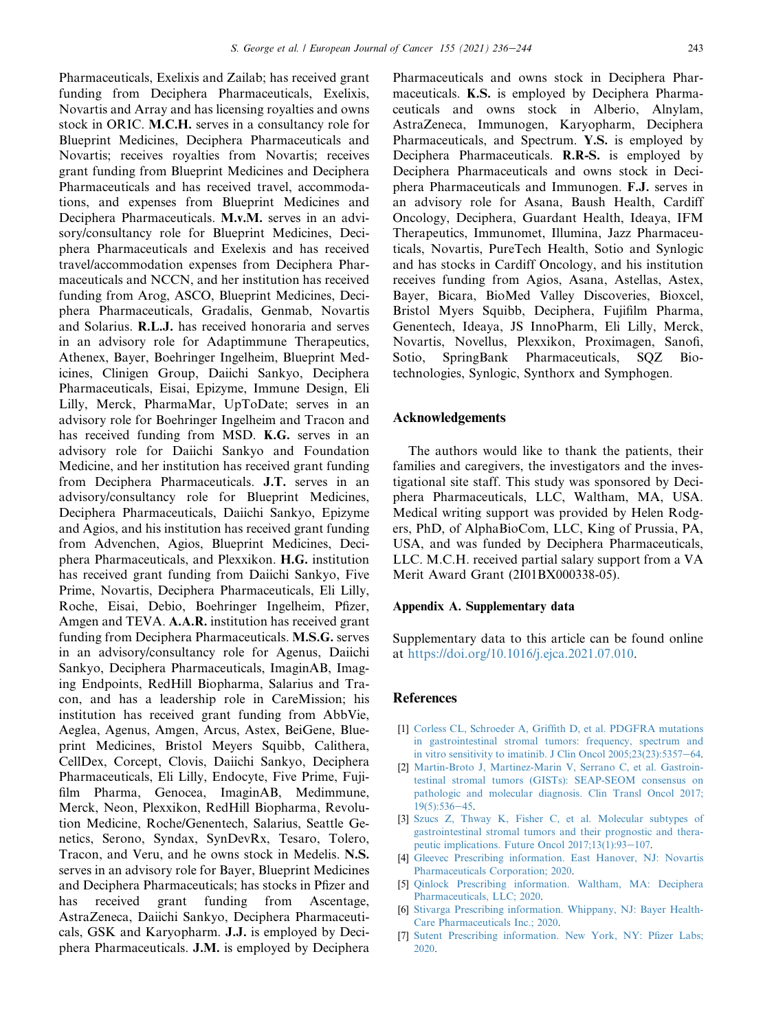Pharmaceuticals, Exelixis and Zailab; has received grant funding from Deciphera Pharmaceuticals, Exelixis, Novartis and Array and has licensing royalties and owns stock in ORIC. **M.C.H.** serves in a consultancy role for Blueprint Medicines, Deciphera Pharmaceuticals and Novartis; receives royalties from Novartis; receives grant funding from Blueprint Medicines and Deciphera Pharmaceuticals and has received travel, accommodations, and expenses from Blueprint Medicines and Deciphera Pharmaceuticals. **M.v.M.** serves in an advisory/consultancy role for Blueprint Medicines, Deciphera Pharmaceuticals and Exelexis and has received travel/accommodation expenses from Deciphera Pharmaceuticals and NCCN, and her institution has received funding from Arog, ASCO, Blueprint Medicines, Deciphera Pharmaceuticals, Gradalis, Genmab, Novartis and Solarius. **R.L.J.** has received honoraria and serves in an advisory role for Adaptimmune Therapeutics, Athenex, Bayer, Boehringer Ingelheim, Blueprint Medicines, Clinigen Group, Daiichi Sankyo, Deciphera Pharmaceuticals, Eisai, Epizyme, Immune Design, Eli Lilly, Merck, PharmaMar, UpToDate; serves in an advisory role for Boehringer Ingelheim and Tracon and has received funding from MSD. **K.G.** serves in an advisory role for Daiichi Sankyo and Foundation Medicine, and her institution has received grant funding from Deciphera Pharmaceuticals. **J.T.** serves in an advisory/consultancy role for Blueprint Medicines, Deciphera Pharmaceuticals, Daiichi Sankyo, Epizyme and Agios, and his institution has received grant funding from Advenchen, Agios, Blueprint Medicines, Deciphera Pharmaceuticals, and Plexxikon. **H.G.** institution has received grant funding from Daiichi Sankyo, Five Prime, Novartis, Deciphera Pharmaceuticals, Eli Lilly, Roche, Eisai, Debio, Boehringer Ingelheim, Pfizer, Amgen and TEVA. **A.A.R.** institution has received grant funding from Deciphera Pharmaceuticals. **M.S.G.** serves in an advisory/consultancy role for Agenus, Daiichi Sankyo, Deciphera Pharmaceuticals, ImaginAB, Imaging Endpoints, RedHill Biopharma, Salarius and Tracon, and has a leadership role in CareMission; his institution has received grant funding from AbbVie, Aeglea, Agenus, Amgen, Arcus, Astex, BeiGene, Blueprint Medicines, Bristol Meyers Squibb, Calithera, CellDex, Corcept, Clovis, Daiichi Sankyo, Deciphera Pharmaceuticals, Eli Lilly, Endocyte, Five Prime, Fujifilm Pharma, Genocea, ImaginAB, Medimmune, Merck, Neon, Plexxikon, RedHill Biopharma, Revolution Medicine, Roche/Genentech, Salarius, Seattle Genetics, Serono, Syndax, SynDevRx, Tesaro, Tolero, Tracon, and Veru, and he owns stock in Medelis. **N.S.** serves in an advisory role for Bayer, Blueprint Medicines and Deciphera Pharmaceuticals; has stocks in Pfizer and has received grant funding from Ascentage, AstraZeneca, Daiichi Sankyo, Deciphera Pharmaceuticals, GSK and Karyopharm. **J.J.** is employed by Deciphera Pharmaceuticals. **J.M.** is employed by Deciphera Pharmaceuticals and owns stock in Deciphera Pharmaceuticals. **K.S.** is employed by Deciphera Pharmaceuticals and owns stock in Alberio, Alnylam, AstraZeneca, Immunogen, Karyopharm, Deciphera Pharmaceuticals, and Spectrum. **Y.S.** is employed by Deciphera Pharmaceuticals. **R.R-S.** is employed by Deciphera Pharmaceuticals and owns stock in Deciphera Pharmaceuticals and Immunogen. **F.J.** serves in an advisory role for Asana, Baush Health, Cardiff Oncology, Deciphera, Guardant Health, Ideaya, IFM Therapeutics, Immunomet, Illumina, Jazz Pharmaceuticals, Novartis, PureTech Health, Sotio and Synlogic and has stocks in Cardiff Oncology, and his institution receives funding from Agios, Asana, Astellas, Astex, Bayer, Bicara, BioMed Valley Discoveries, Bioxcel, Bristol Myers Squibb, Deciphera, Fujifilm Pharma, Genentech, Ideaya, JS InnoPharm, Eli Lilly, Merck, Novartis, Novellus, Plexxikon, Proximagen, Sanofi, Sotio, SpringBank Pharmaceuticals, SQZ Biotechnologies, Synlogic, Synthorx and Symphogen.

## Acknowledgements

The authors would like to thank the patients, their families and caregivers, the investigators and the investigational site staff. This study was sponsored by Deciphera Pharmaceuticals, LLC, Waltham, MA, USA. Medical writing support was provided by Helen Rodgers, PhD, of AlphaBioCom, LLC, King of Prussia, PA, USA, and was funded by Deciphera Pharmaceuticals, LLC. M.C.H. received partial salary support from a VA Merit Award Grant (2I01BX000338-05).

## Appendix A. Supplementary data

Supplementary data to this article can be found online at https://doi.org/10.1016/j.ejca.2021.07.010.

## References

[1] Corless CL, Schroeder A, Griffith D, et al. PDGFRA mutations in gastrointestinal stromal tumors: frequency, spectrum and in vitro sensitivity to imatinib. J Clin Oncol 2005;23(23):5357–64.

[2] Martin-Broto J, Martinez-Marin V, Serrano C, et al. Gastrointestinal stromal tumors (GISTs): SEAP-SEOM consensus on pathologic and molecular diagnosis. Clin Transl Oncol 2017;19(5):536–45.

[3] Szucs Z, Thway K, Fisher C, et al. Molecular subtypes of gastrointestinal stromal tumors and their prognostic and therapeutic implications. Future Oncol 2017;13(1):93–107.

[4] Gleevec Prescribing information. East Hanover, NJ: Novartis Pharmaceuticals Corporation; 2020.

[5] Qinlock Prescribing information. Waltham, MA: Deciphera Pharmaceuticals, LLC; 2020.

[6] Stivarga Prescribing information. Whippany, NJ: Bayer HealthCare Pharmaceuticals Inc.; 2020.

[7] Sutent Prescribing information. New York, NY: Pfizer Labs; 2020.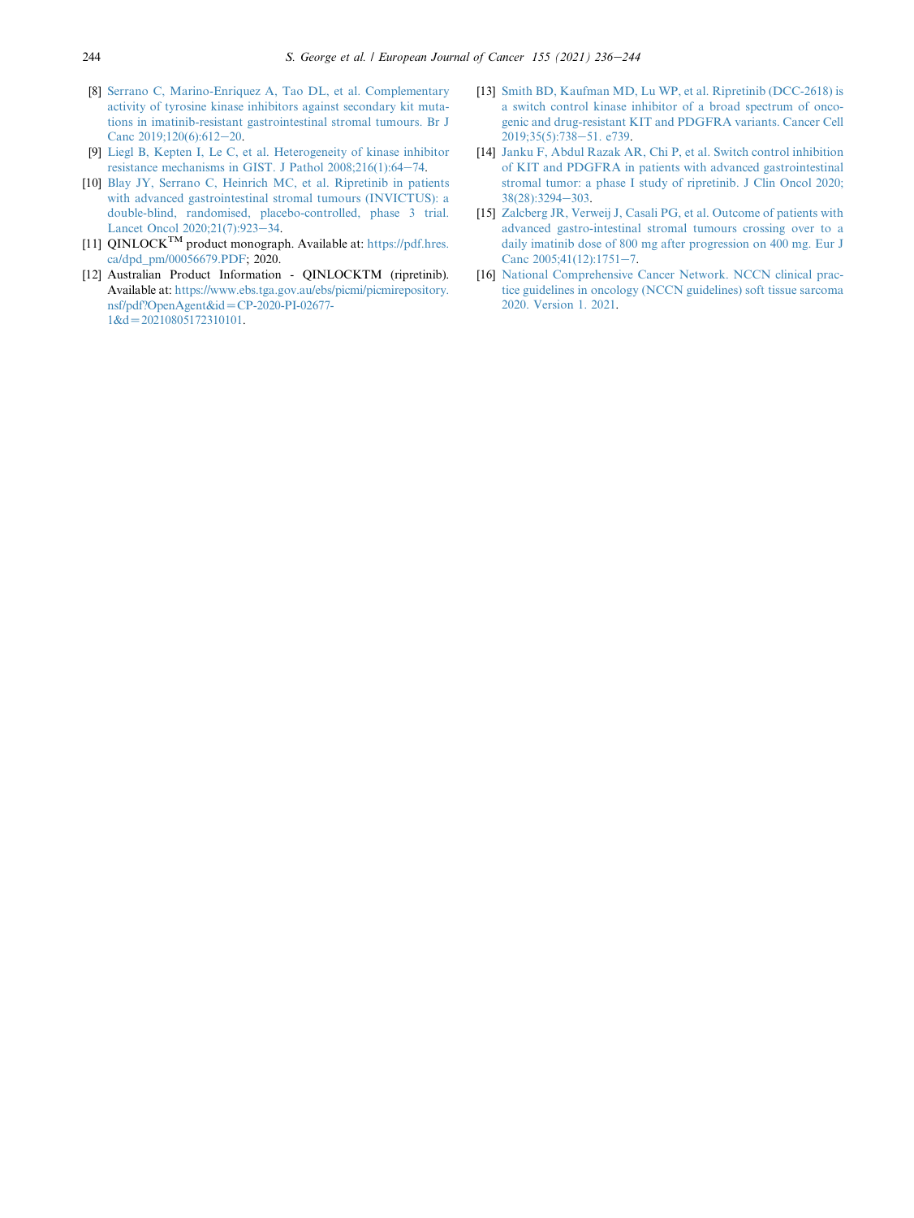[8] Serrano C, Marino-Enriquez A, Tao DL, et al. Complementary activity of tyrosine kinase inhibitors against secondary kit mutations in imatinib-resistant gastrointestinal stromal tumours. Br J Canc 2019;120(6):612–20.

[9] Liegl B, Kepten I, Le C, et al. Heterogeneity of kinase inhibitor resistance mechanisms in GIST. J Pathol 2008;216(1):64–74.

[10] Blay JY, Serrano C, Heinrich MC, et al. Ripretinib in patients with advanced gastrointestinal stromal tumours (INVICTUS): a double-blind, randomised, placebo-controlled, phase 3 trial. Lancet Oncol 2020;21(7):923–34.

[11] QINLOCK[TM] product monograph. Available at: https://pdf.hres.ca/dpd_pm/00056679.PDF; 2020.

[12] Australian Product Information - QINLOCKTM (ripretinib). Available at: https://www.ebs.tga.gov.au/ebs/picmi/picmirepository.nsf/pdf?OpenAgent&id=CP-2020-PI-02677-1&d=20210805172310101.

[13] Smith BD, Kaufman MD, Lu WP, et al. Ripretinib (DCC-2618) is a switch control kinase inhibitor of a broad spectrum of oncogenic and drug-resistant KIT and PDGFRA variants. Cancer Cell 2019;35(5):738–51. e739.

[14] Janku F, Abdul Razak AR, Chi P, et al. Switch control inhibition of KIT and PDGFRA in patients with advanced gastrointestinal stromal tumor: a phase I study of ripretinib. J Clin Oncol 2020;38(28):3294–303.

[15] Zalcberg JR, Verweij J, Casali PG, et al. Outcome of patients with advanced gastro-intestinal stromal tumours crossing over to a daily imatinib dose of 800 mg after progression on 400 mg. Eur J Canc 2005;41(12):1751–7.

[16] National Comprehensive Cancer Network. NCCN clinical practice guidelines in oncology (NCCN guidelines) soft tissue sarcoma 2020. Version 1. 2021.